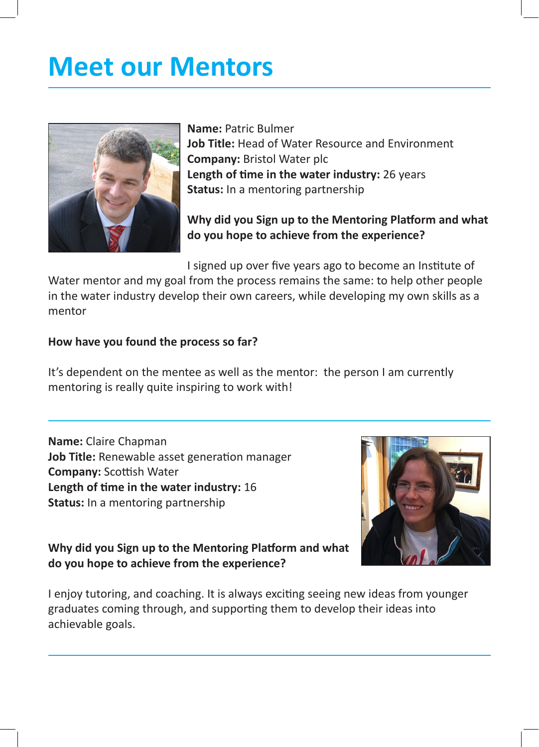# Meet our Mentors

**Name:** Patric Bulmer
**Job Title:** Head of Water Resource and Environment
**Company:** Bristol Water plc
**Length of time in the water industry:** 26 years
**Status:** In a mentoring partnership

**Why did you Sign up to the Mentoring Platform and what do you hope to achieve from the experience?**

I signed up over five years ago to become an Institute of Water mentor and my goal from the process remains the same: to help other people in the water industry develop their own careers, while developing my own skills as a mentor

**How have you found the process so far?**

It's dependent on the mentee as well as the mentor: the person I am currently mentoring is really quite inspiring to work with!

---

**Name:** Claire Chapman
**Job Title:** Renewable asset generation manager
**Company:** Scottish Water
**Length of time in the water industry:** 16
**Status:** In a mentoring partnership

**Why did you Sign up to the Mentoring Platform and what do you hope to achieve from the experience?**

I enjoy tutoring, and coaching. It is always exciting seeing new ideas from younger graduates coming through, and supporting them to develop their ideas into achievable goals.

---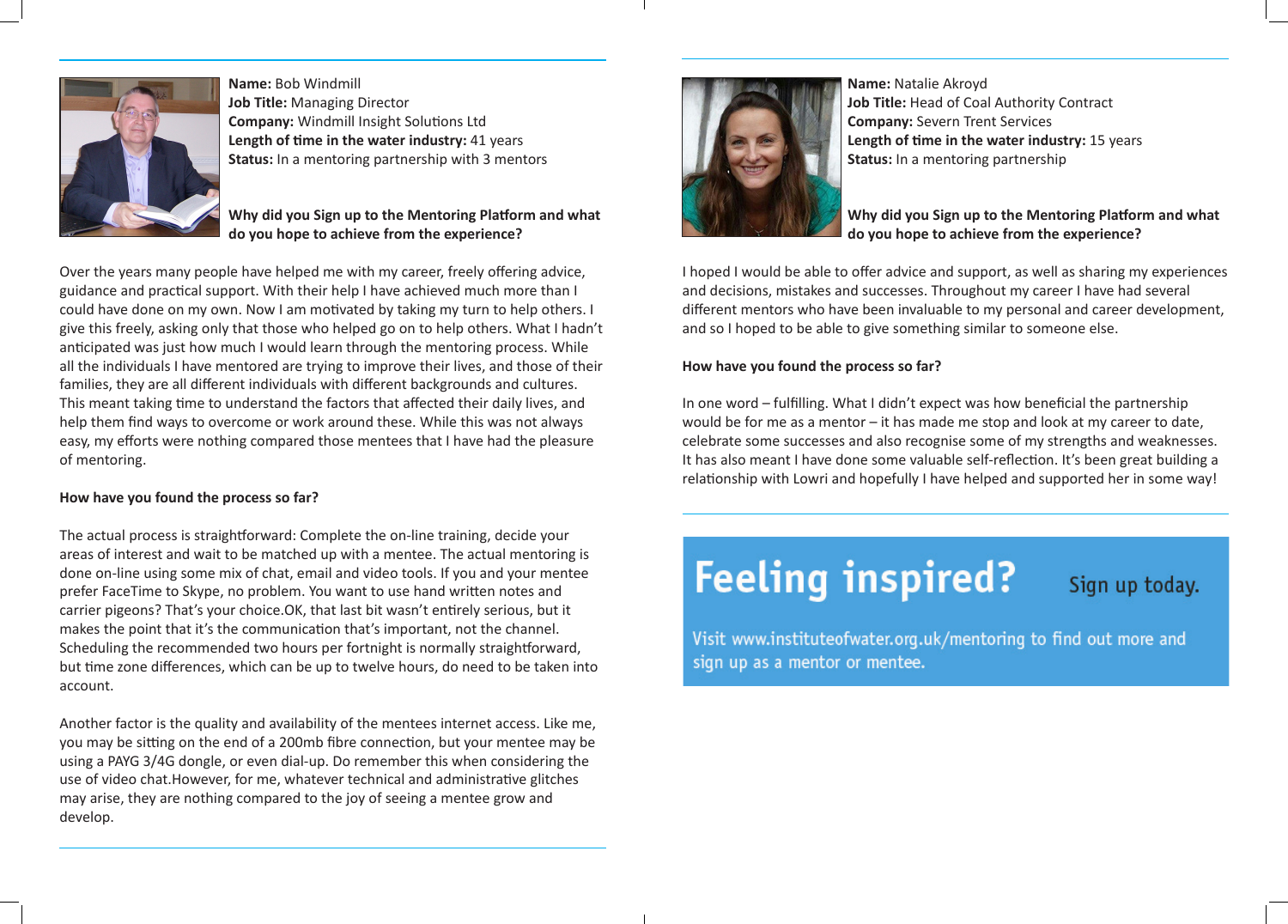**Name:** Bob Windmill
**Job Title:** Managing Director
**Company:** Windmill Insight Solutions Ltd
**Length of time in the water industry:** 41 years
**Status:** In a mentoring partnership with 3 mentors

**Why did you Sign up to the Mentoring Platform and what do you hope to achieve from the experience?**

Over the years many people have helped me with my career, freely offering advice, guidance and practical support. With their help I have achieved much more than I could have done on my own. Now I am motivated by taking my turn to help others. I give this freely, asking only that those who helped go on to help others. What I hadn't anticipated was just how much I would learn through the mentoring process. While all the individuals I have mentored are trying to improve their lives, and those of their families, they are all different individuals with different backgrounds and cultures. This meant taking time to understand the factors that affected their daily lives, and help them find ways to overcome or work around these. While this was not always easy, my efforts were nothing compared those mentees that I have had the pleasure of mentoring.

**How have you found the process so far?**

The actual process is straightforward: Complete the on-line training, decide your areas of interest and wait to be matched up with a mentee. The actual mentoring is done on-line using some mix of chat, email and video tools. If you and your mentee prefer FaceTime to Skype, no problem. You want to use hand written notes and carrier pigeons? That's your choice.OK, that last bit wasn't entirely serious, but it makes the point that it's the communication that's important, not the channel. Scheduling the recommended two hours per fortnight is normally straightforward, but time zone differences, which can be up to twelve hours, do need to be taken into account.

Another factor is the quality and availability of the mentees internet access. Like me, you may be sitting on the end of a 200mb fibre connection, but your mentee may be using a PAYG 3/4G dongle, or even dial-up. Do remember this when considering the use of video chat.However, for me, whatever technical and administrative glitches may arise, they are nothing compared to the joy of seeing a mentee grow and develop.

**Name:** Natalie Akroyd
**Job Title:** Head of Coal Authority Contract
**Company:** Severn Trent Services
**Length of time in the water industry:** 15 years
**Status:** In a mentoring partnership

**Why did you Sign up to the Mentoring Platform and what do you hope to achieve from the experience?**

I hoped I would be able to offer advice and support, as well as sharing my experiences and decisions, mistakes and successes. Throughout my career I have had several different mentors who have been invaluable to my personal and career development, and so I hoped to be able to give something similar to someone else.

**How have you found the process so far?**

In one word – fulfilling. What I didn't expect was how beneficial the partnership would be for me as a mentor – it has made me stop and look at my career to date, celebrate some successes and also recognise some of my strengths and weaknesses. It has also meant I have done some valuable self-reflection. It's been great building a relationship with Lowri and hopefully I have helped and supported her in some way!

## Feeling inspired? Sign up today.

Visit www.instituteofwater.org.uk/mentoring to find out more and sign up as a mentor or mentee.